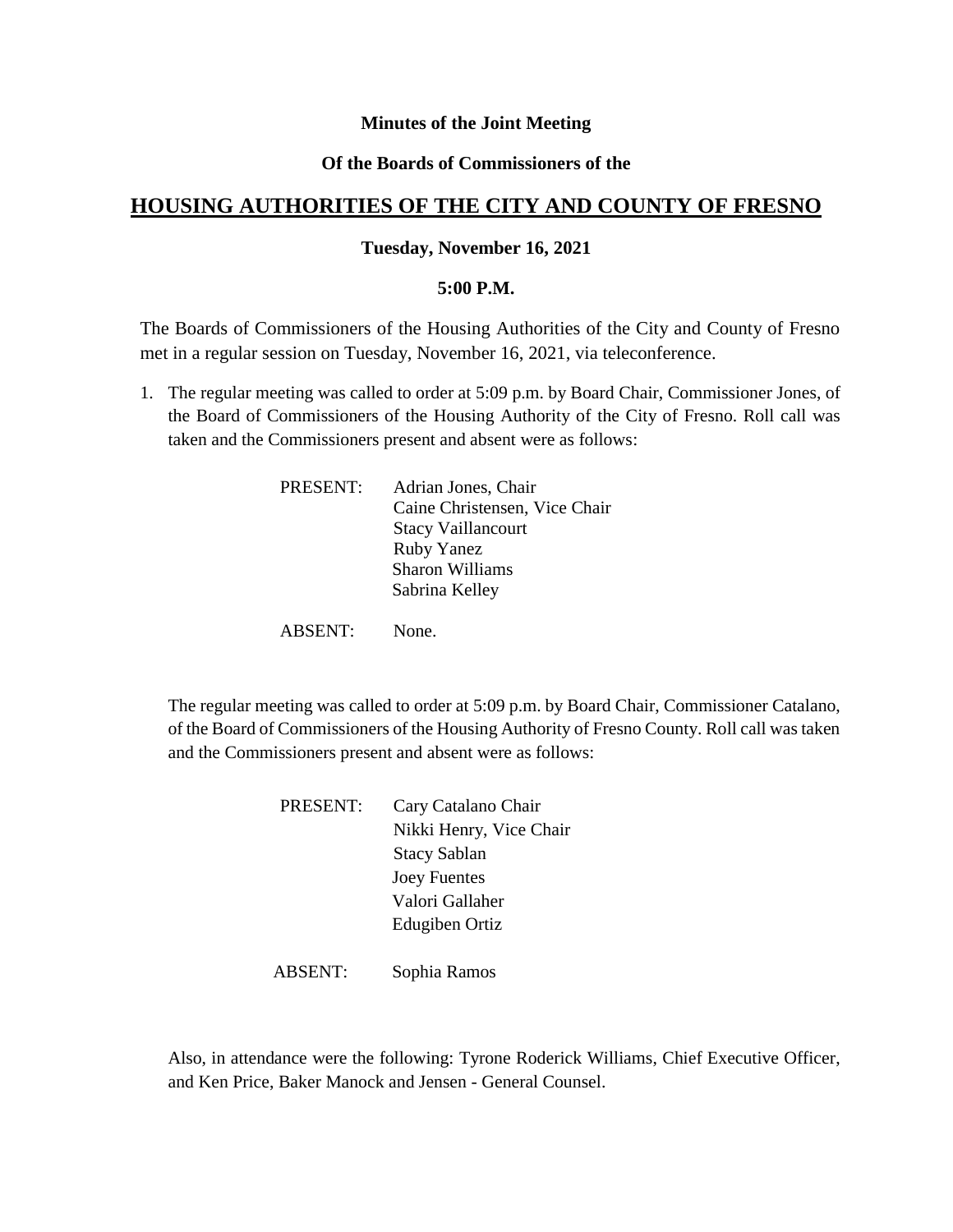**Minutes of the Joint Meeting**

**Of the Boards of Commissioners of the**

# HOUSING AUTHORITIES OF THE CITY AND COUNTY OF FRESNO

**Tuesday, November 16, 2021**

**5:00 P.M.**

The Boards of Commissioners of the Housing Authorities of the City and County of Fresno met in a regular session on Tuesday, November 16, 2021, via teleconference.

1. The regular meeting was called to order at 5:09 p.m. by Board Chair, Commissioner Jones, of the Board of Commissioners of the Housing Authority of the City of Fresno. Roll call was taken and the Commissioners present and absent were as follows:

   PRESENT: Adrian Jones, Chair
   Caine Christensen, Vice Chair
   Stacy Vaillancourt
   Ruby Yanez
   Sharon Williams
   Sabrina Kelley

   ABSENT: None.

   The regular meeting was called to order at 5:09 p.m. by Board Chair, Commissioner Catalano, of the Board of Commissioners of the Housing Authority of Fresno County. Roll call was taken and the Commissioners present and absent were as follows:

   PRESENT: Cary Catalano Chair
   Nikki Henry, Vice Chair
   Stacy Sablan
   Joey Fuentes
   Valori Gallaher
   Edugiben Ortiz

   ABSENT: Sophia Ramos

   Also, in attendance were the following: Tyrone Roderick Williams, Chief Executive Officer, and Ken Price, Baker Manock and Jensen - General Counsel.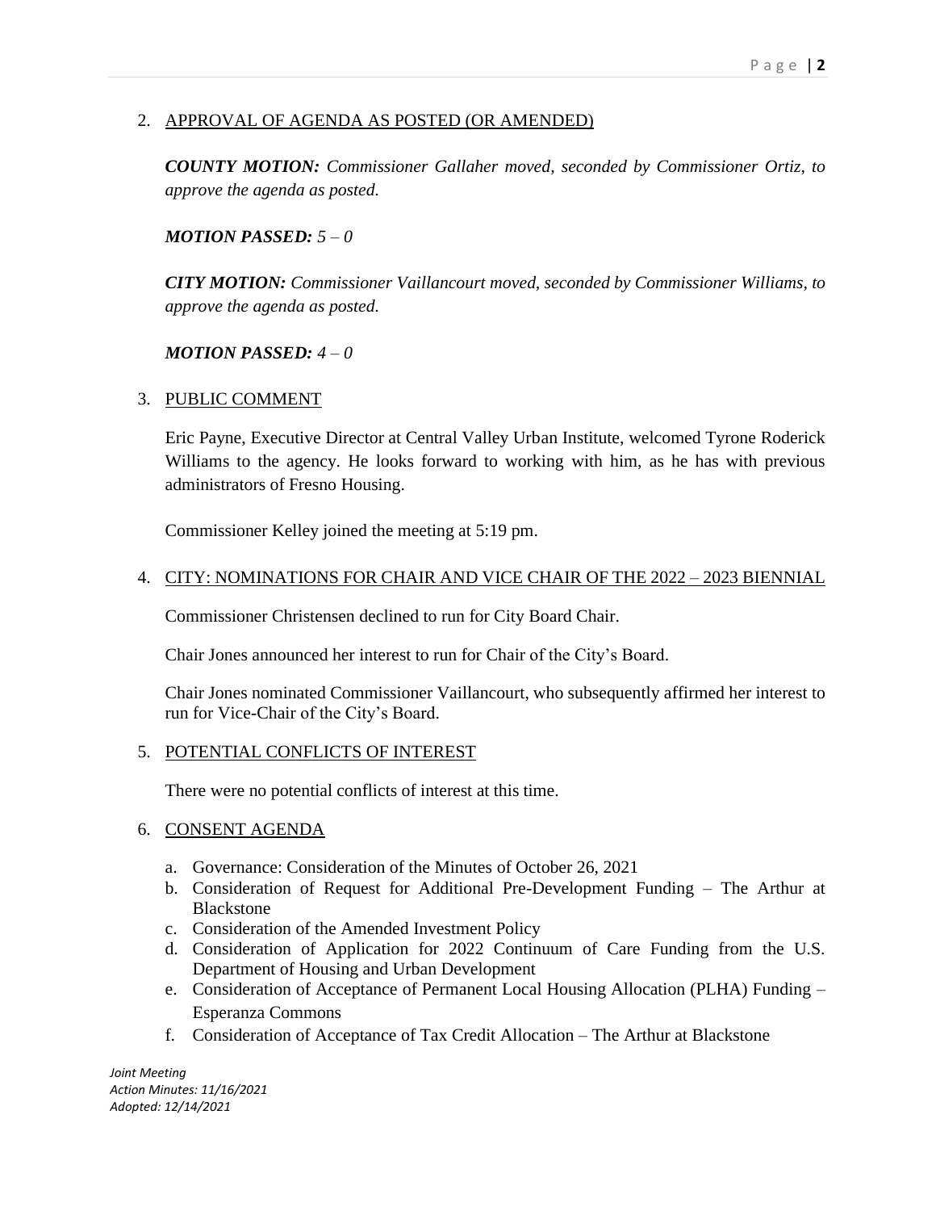2. APPROVAL OF AGENDA AS POSTED (OR AMENDED)

   ***COUNTY MOTION:*** *Commissioner Gallaher moved, seconded by Commissioner Ortiz, to approve the agenda as posted.*

   ***MOTION PASSED:*** *5 – 0*

   ***CITY MOTION:*** *Commissioner Vaillancourt moved, seconded by Commissioner Williams, to approve the agenda as posted.*

   ***MOTION PASSED:*** *4 – 0*

3. PUBLIC COMMENT

   Eric Payne, Executive Director at Central Valley Urban Institute, welcomed Tyrone Roderick Williams to the agency. He looks forward to working with him, as he has with previous administrators of Fresno Housing.

   Commissioner Kelley joined the meeting at 5:19 pm.

4. CITY: NOMINATIONS FOR CHAIR AND VICE CHAIR OF THE 2022 – 2023 BIENNIAL

   Commissioner Christensen declined to run for City Board Chair.

   Chair Jones announced her interest to run for Chair of the City's Board.

   Chair Jones nominated Commissioner Vaillancourt, who subsequently affirmed her interest to run for Vice-Chair of the City's Board.

5. POTENTIAL CONFLICTS OF INTEREST

   There were no potential conflicts of interest at this time.

6. CONSENT AGENDA

   a. Governance: Consideration of the Minutes of October 26, 2021
   b. Consideration of Request for Additional Pre-Development Funding – The Arthur at Blackstone
   c. Consideration of the Amended Investment Policy
   d. Consideration of Application for 2022 Continuum of Care Funding from the U.S. Department of Housing and Urban Development
   e. Consideration of Acceptance of Permanent Local Housing Allocation (PLHA) Funding – Esperanza Commons
   f. Consideration of Acceptance of Tax Credit Allocation – The Arthur at Blackstone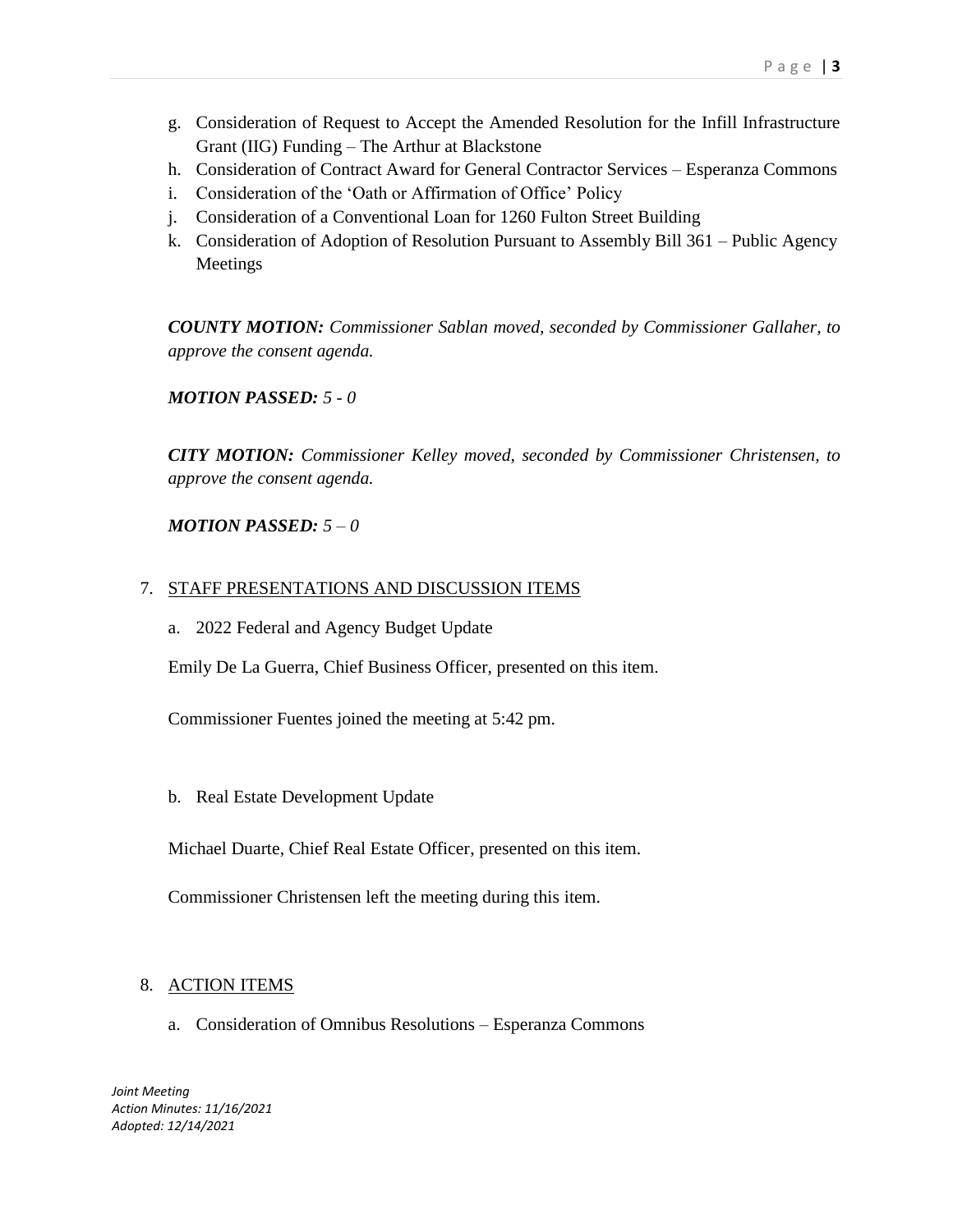g. Consideration of Request to Accept the Amended Resolution for the Infill Infrastructure Grant (IIG) Funding – The Arthur at Blackstone
h. Consideration of Contract Award for General Contractor Services – Esperanza Commons
i. Consideration of the 'Oath or Affirmation of Office' Policy
j. Consideration of a Conventional Loan for 1260 Fulton Street Building
k. Consideration of Adoption of Resolution Pursuant to Assembly Bill 361 – Public Agency Meetings

***COUNTY MOTION:*** *Commissioner Sablan moved, seconded by Commissioner Gallaher, to approve the consent agenda.*

***MOTION PASSED:*** *5 - 0*

***CITY MOTION:*** *Commissioner Kelley moved, seconded by Commissioner Christensen, to approve the consent agenda.*

***MOTION PASSED:*** *5 – 0*

7. STAFF PRESENTATIONS AND DISCUSSION ITEMS

   a. 2022 Federal and Agency Budget Update

   Emily De La Guerra, Chief Business Officer, presented on this item.

   Commissioner Fuentes joined the meeting at 5:42 pm.

   b. Real Estate Development Update

   Michael Duarte, Chief Real Estate Officer, presented on this item.

   Commissioner Christensen left the meeting during this item.

8. ACTION ITEMS

   a. Consideration of Omnibus Resolutions – Esperanza Commons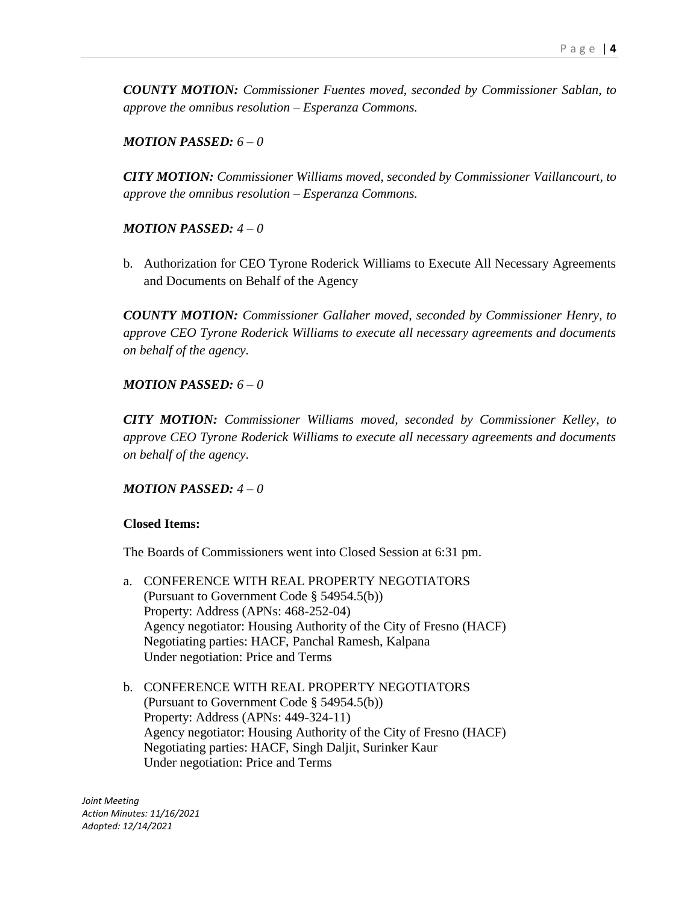***COUNTY MOTION:*** *Commissioner Fuentes moved, seconded by Commissioner Sablan, to approve the omnibus resolution – Esperanza Commons.*

***MOTION PASSED:*** *6 – 0*

***CITY MOTION:*** *Commissioner Williams moved, seconded by Commissioner Vaillancourt, to approve the omnibus resolution – Esperanza Commons.*

***MOTION PASSED:*** *4 – 0*

b. Authorization for CEO Tyrone Roderick Williams to Execute All Necessary Agreements and Documents on Behalf of the Agency

***COUNTY MOTION:*** *Commissioner Gallaher moved, seconded by Commissioner Henry, to approve CEO Tyrone Roderick Williams to execute all necessary agreements and documents on behalf of the agency.*

***MOTION PASSED:*** *6 – 0*

***CITY MOTION:*** *Commissioner Williams moved, seconded by Commissioner Kelley, to approve CEO Tyrone Roderick Williams to execute all necessary agreements and documents on behalf of the agency.*

***MOTION PASSED:*** *4 – 0*

**Closed Items:**

The Boards of Commissioners went into Closed Session at 6:31 pm.

a. CONFERENCE WITH REAL PROPERTY NEGOTIATORS
   (Pursuant to Government Code § 54954.5(b))
   Property: Address (APNs: 468-252-04)
   Agency negotiator: Housing Authority of the City of Fresno (HACF)
   Negotiating parties: HACF, Panchal Ramesh, Kalpana
   Under negotiation: Price and Terms

b. CONFERENCE WITH REAL PROPERTY NEGOTIATORS
   (Pursuant to Government Code § 54954.5(b))
   Property: Address (APNs: 449-324-11)
   Agency negotiator: Housing Authority of the City of Fresno (HACF)
   Negotiating parties: HACF, Singh Daljit, Surinker Kaur
   Under negotiation: Price and Terms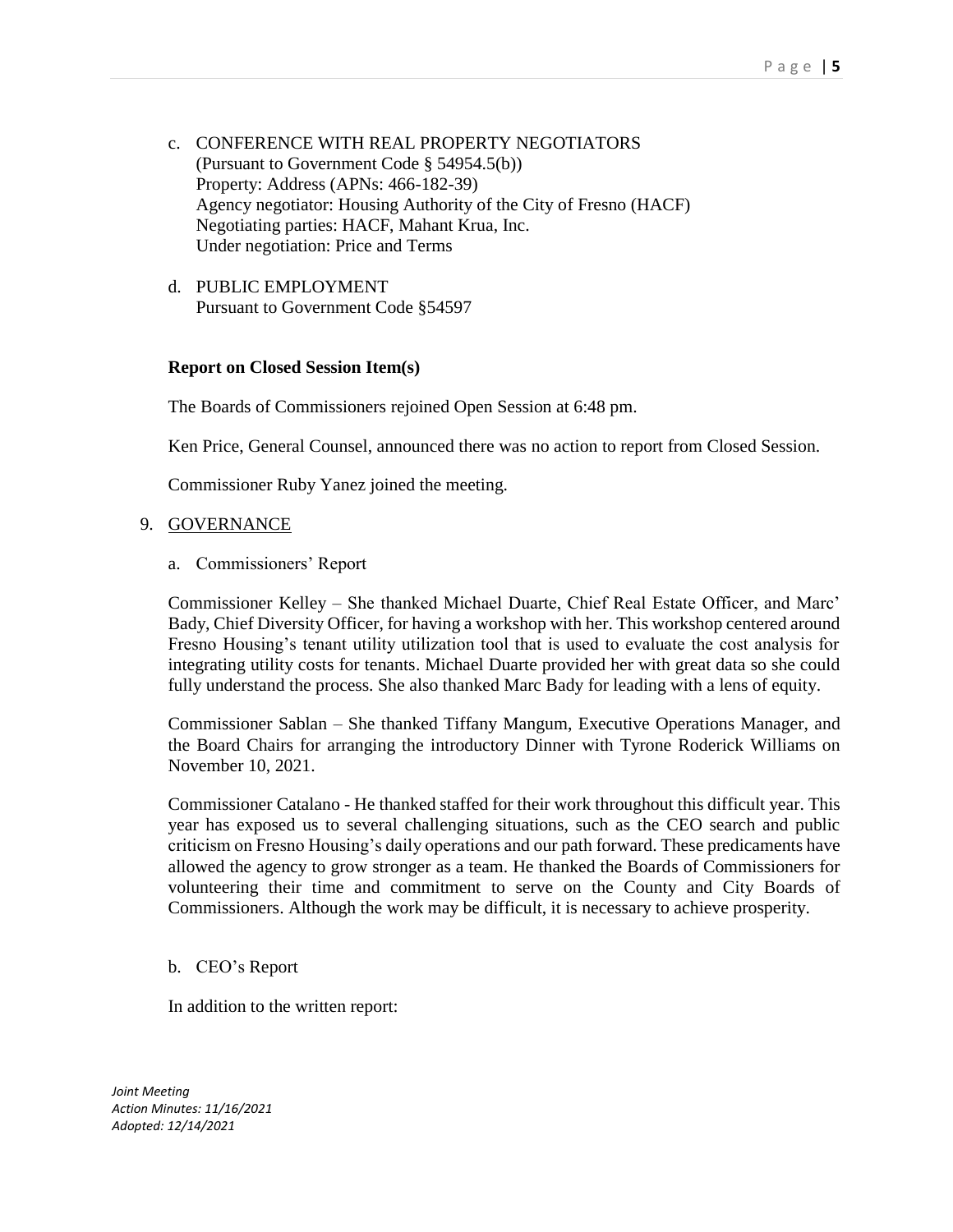c. CONFERENCE WITH REAL PROPERTY NEGOTIATORS
   (Pursuant to Government Code § 54954.5(b))
   Property: Address (APNs: 466-182-39)
   Agency negotiator: Housing Authority of the City of Fresno (HACF)
   Negotiating parties: HACF, Mahant Krua, Inc.
   Under negotiation: Price and Terms

d. PUBLIC EMPLOYMENT
   Pursuant to Government Code §54597

**Report on Closed Session Item(s)**

The Boards of Commissioners rejoined Open Session at 6:48 pm.

Ken Price, General Counsel, announced there was no action to report from Closed Session.

Commissioner Ruby Yanez joined the meeting.

9. GOVERNANCE

a. Commissioners' Report

Commissioner Kelley – She thanked Michael Duarte, Chief Real Estate Officer, and Marc' Bady, Chief Diversity Officer, for having a workshop with her. This workshop centered around Fresno Housing's tenant utility utilization tool that is used to evaluate the cost analysis for integrating utility costs for tenants. Michael Duarte provided her with great data so she could fully understand the process. She also thanked Marc Bady for leading with a lens of equity.

Commissioner Sablan – She thanked Tiffany Mangum, Executive Operations Manager, and the Board Chairs for arranging the introductory Dinner with Tyrone Roderick Williams on November 10, 2021.

Commissioner Catalano - He thanked staffed for their work throughout this difficult year. This year has exposed us to several challenging situations, such as the CEO search and public criticism on Fresno Housing's daily operations and our path forward. These predicaments have allowed the agency to grow stronger as a team. He thanked the Boards of Commissioners for volunteering their time and commitment to serve on the County and City Boards of Commissioners. Although the work may be difficult, it is necessary to achieve prosperity.

b. CEO's Report

In addition to the written report: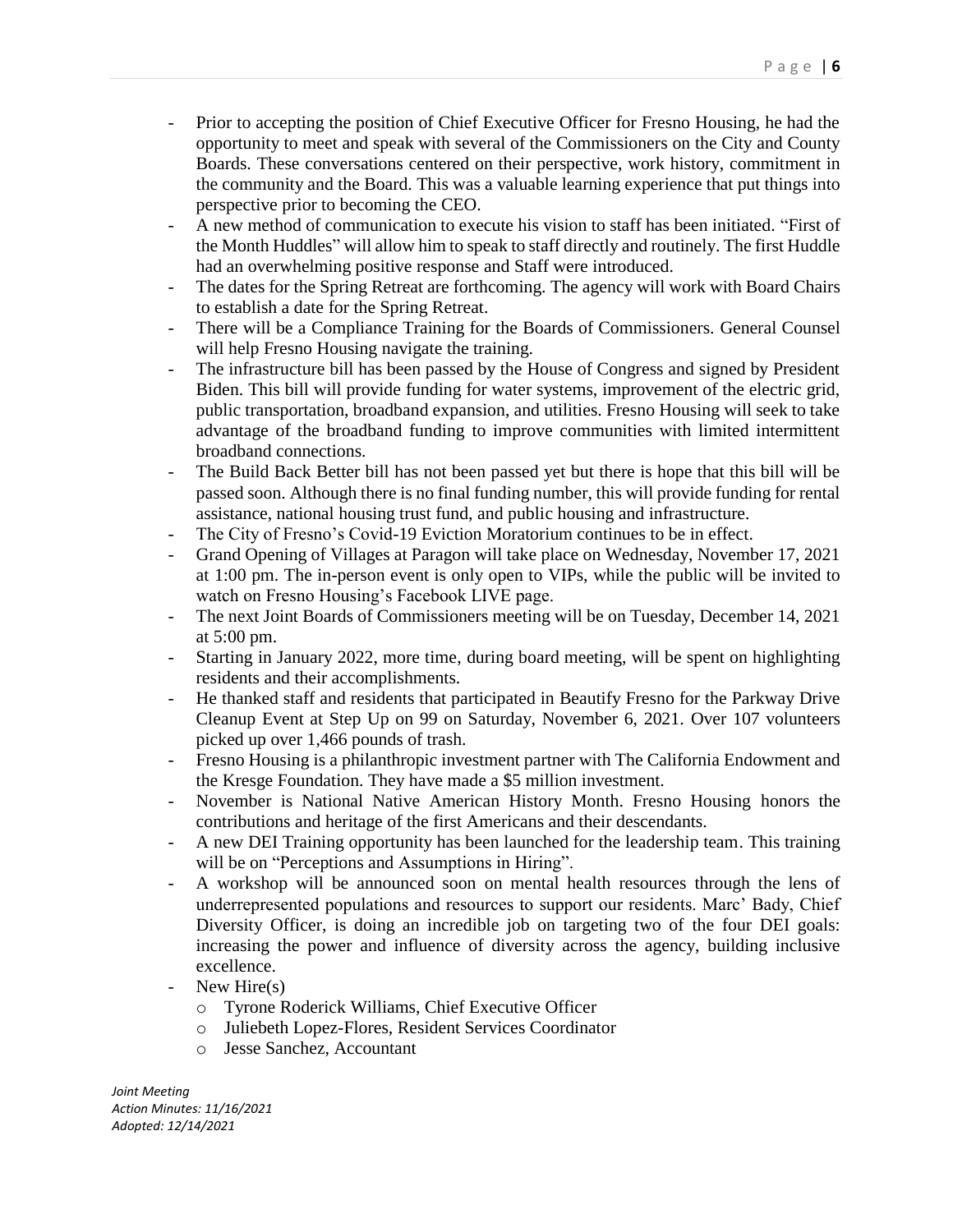- Prior to accepting the position of Chief Executive Officer for Fresno Housing, he had the opportunity to meet and speak with several of the Commissioners on the City and County Boards. These conversations centered on their perspective, work history, commitment in the community and the Board. This was a valuable learning experience that put things into perspective prior to becoming the CEO.
- A new method of communication to execute his vision to staff has been initiated. "First of the Month Huddles" will allow him to speak to staff directly and routinely. The first Huddle had an overwhelming positive response and Staff were introduced.
- The dates for the Spring Retreat are forthcoming. The agency will work with Board Chairs to establish a date for the Spring Retreat.
- There will be a Compliance Training for the Boards of Commissioners. General Counsel will help Fresno Housing navigate the training.
- The infrastructure bill has been passed by the House of Congress and signed by President Biden. This bill will provide funding for water systems, improvement of the electric grid, public transportation, broadband expansion, and utilities. Fresno Housing will seek to take advantage of the broadband funding to improve communities with limited intermittent broadband connections.
- The Build Back Better bill has not been passed yet but there is hope that this bill will be passed soon. Although there is no final funding number, this will provide funding for rental assistance, national housing trust fund, and public housing and infrastructure.
- The City of Fresno's Covid-19 Eviction Moratorium continues to be in effect.
- Grand Opening of Villages at Paragon will take place on Wednesday, November 17, 2021 at 1:00 pm. The in-person event is only open to VIPs, while the public will be invited to watch on Fresno Housing's Facebook LIVE page.
- The next Joint Boards of Commissioners meeting will be on Tuesday, December 14, 2021 at 5:00 pm.
- Starting in January 2022, more time, during board meeting, will be spent on highlighting residents and their accomplishments.
- He thanked staff and residents that participated in Beautify Fresno for the Parkway Drive Cleanup Event at Step Up on 99 on Saturday, November 6, 2021. Over 107 volunteers picked up over 1,466 pounds of trash.
- Fresno Housing is a philanthropic investment partner with The California Endowment and the Kresge Foundation. They have made a $5 million investment.
- November is National Native American History Month. Fresno Housing honors the contributions and heritage of the first Americans and their descendants.
- A new DEI Training opportunity has been launched for the leadership team. This training will be on "Perceptions and Assumptions in Hiring".
- A workshop will be announced soon on mental health resources through the lens of underrepresented populations and resources to support our residents. Marc' Bady, Chief Diversity Officer, is doing an incredible job on targeting two of the four DEI goals: increasing the power and influence of diversity across the agency, building inclusive excellence.
- New Hire(s)
  - Tyrone Roderick Williams, Chief Executive Officer
  - Juliebeth Lopez-Flores, Resident Services Coordinator
  - Jesse Sanchez, Accountant

*Joint Meeting*
*Action Minutes: 11/16/2021*
*Adopted: 12/14/2021*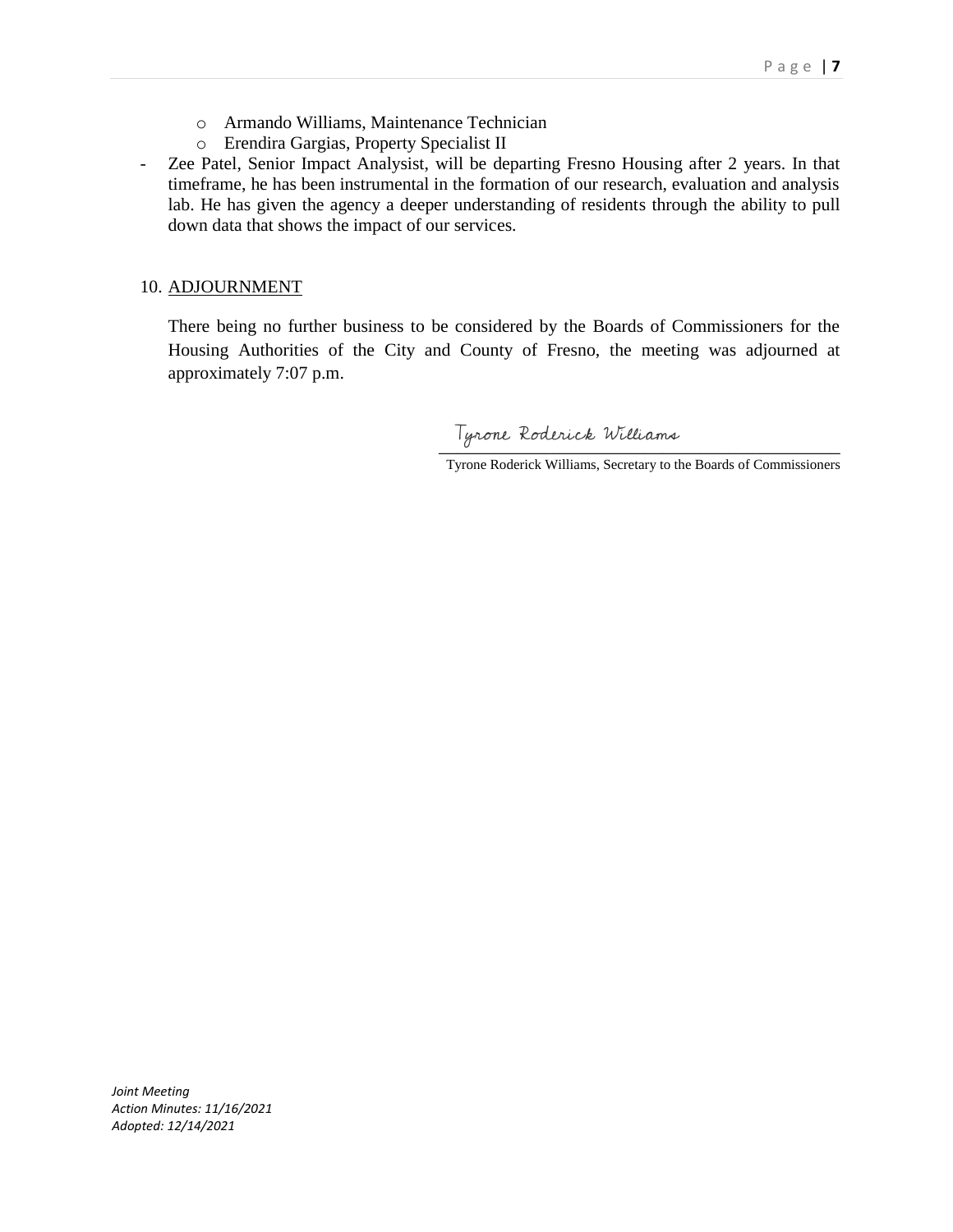- Armando Williams, Maintenance Technician
  - Erendira Gargias, Property Specialist II
- Zee Patel, Senior Impact Analysist, will be departing Fresno Housing after 2 years. In that timeframe, he has been instrumental in the formation of our research, evaluation and analysis lab. He has given the agency a deeper understanding of residents through the ability to pull down data that shows the impact of our services.

10. <u>ADJOURNMENT</u>

There being no further business to be considered by the Boards of Commissioners for the Housing Authorities of the City and County of Fresno, the meeting was adjourned at approximately 7:07 p.m.

Tyrone Roderick Williams

Tyrone Roderick Williams, Secretary to the Boards of Commissioners

*Joint Meeting*
*Action Minutes: 11/16/2021*
*Adopted: 12/14/2021*